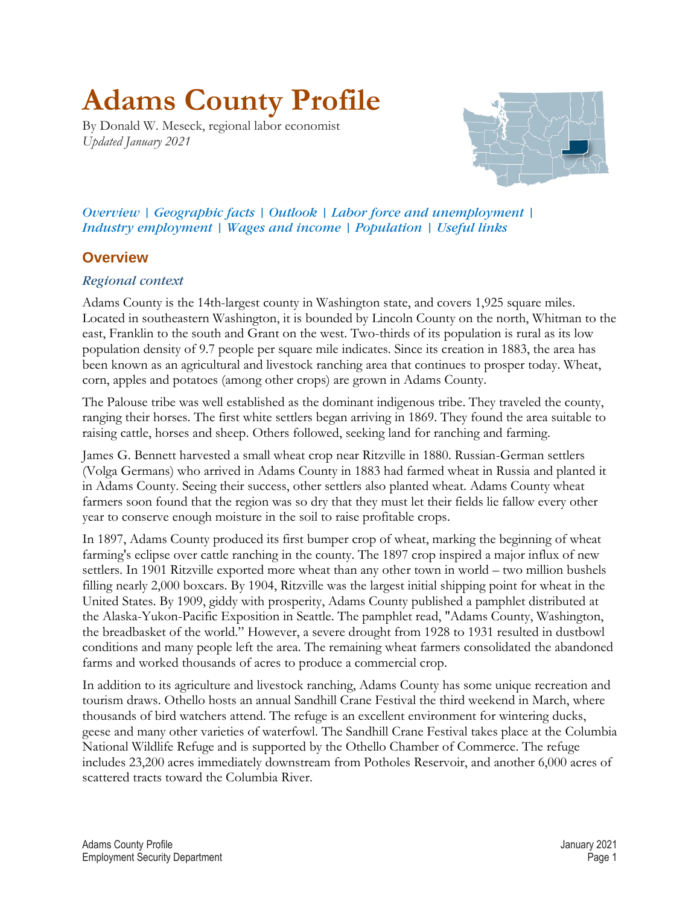# Adams County Profile

By Donald W. Meseck, regional labor economist
*Updated January 2021*

*Overview | Geographic facts | Outlook | Labor force and unemployment | Industry employment | Wages and income | Population | Useful links*

## Overview

### *Regional context*

Adams County is the 14th-largest county in Washington state, and covers 1,925 square miles. Located in southeastern Washington, it is bounded by Lincoln County on the north, Whitman to the east, Franklin to the south and Grant on the west. Two-thirds of its population is rural as its low population density of 9.7 people per square mile indicates. Since its creation in 1883, the area has been known as an agricultural and livestock ranching area that continues to prosper today. Wheat, corn, apples and potatoes (among other crops) are grown in Adams County.

The Palouse tribe was well established as the dominant indigenous tribe. They traveled the county, ranging their horses. The first white settlers began arriving in 1869. They found the area suitable to raising cattle, horses and sheep. Others followed, seeking land for ranching and farming.

James G. Bennett harvested a small wheat crop near Ritzville in 1880. Russian-German settlers (Volga Germans) who arrived in Adams County in 1883 had farmed wheat in Russia and planted it in Adams County. Seeing their success, other settlers also planted wheat. Adams County wheat farmers soon found that the region was so dry that they must let their fields lie fallow every other year to conserve enough moisture in the soil to raise profitable crops.

In 1897, Adams County produced its first bumper crop of wheat, marking the beginning of wheat farming's eclipse over cattle ranching in the county. The 1897 crop inspired a major influx of new settlers. In 1901 Ritzville exported more wheat than any other town in world – two million bushels filling nearly 2,000 boxcars. By 1904, Ritzville was the largest initial shipping point for wheat in the United States. By 1909, giddy with prosperity, Adams County published a pamphlet distributed at the Alaska-Yukon-Pacific Exposition in Seattle. The pamphlet read, "Adams County, Washington, the breadbasket of the world." However, a severe drought from 1928 to 1931 resulted in dustbowl conditions and many people left the area. The remaining wheat farmers consolidated the abandoned farms and worked thousands of acres to produce a commercial crop.

In addition to its agriculture and livestock ranching, Adams County has some unique recreation and tourism draws. Othello hosts an annual Sandhill Crane Festival the third weekend in March, where thousands of bird watchers attend. The refuge is an excellent environment for wintering ducks, geese and many other varieties of waterfowl. The Sandhill Crane Festival takes place at the Columbia National Wildlife Refuge and is supported by the Othello Chamber of Commerce. The refuge includes 23,200 acres immediately downstream from Potholes Reservoir, and another 6,000 acres of scattered tracts toward the Columbia River.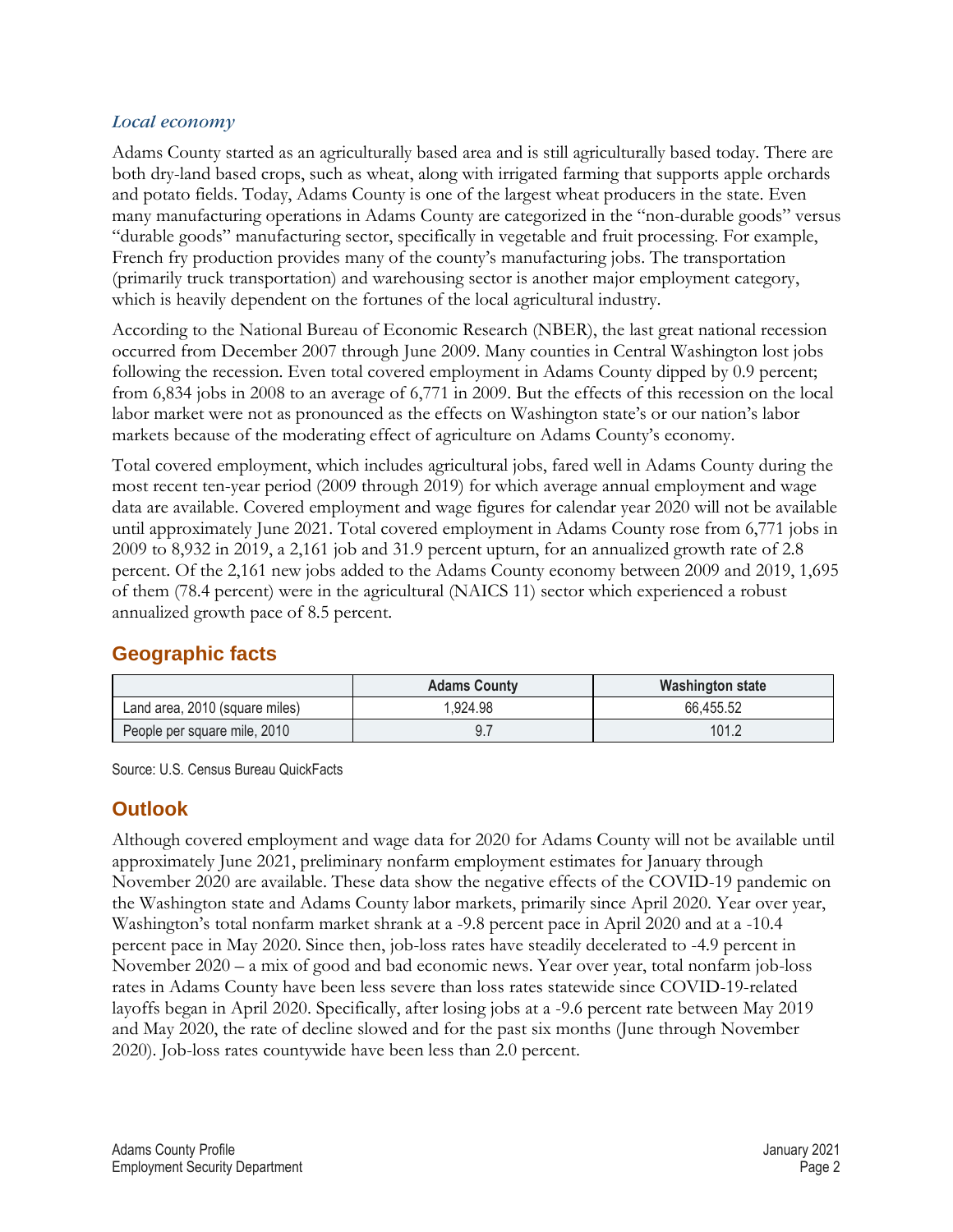### *Local economy*

Adams County started as an agriculturally based area and is still agriculturally based today. There are both dry-land based crops, such as wheat, along with irrigated farming that supports apple orchards and potato fields. Today, Adams County is one of the largest wheat producers in the state. Even many manufacturing operations in Adams County are categorized in the "non-durable goods" versus "durable goods" manufacturing sector, specifically in vegetable and fruit processing. For example, French fry production provides many of the county's manufacturing jobs. The transportation (primarily truck transportation) and warehousing sector is another major employment category, which is heavily dependent on the fortunes of the local agricultural industry.

According to the National Bureau of Economic Research (NBER), the last great national recession occurred from December 2007 through June 2009. Many counties in Central Washington lost jobs following the recession. Even total covered employment in Adams County dipped by 0.9 percent; from 6,834 jobs in 2008 to an average of 6,771 in 2009. But the effects of this recession on the local labor market were not as pronounced as the effects on Washington state's or our nation's labor markets because of the moderating effect of agriculture on Adams County's economy.

Total covered employment, which includes agricultural jobs, fared well in Adams County during the most recent ten-year period (2009 through 2019) for which average annual employment and wage data are available. Covered employment and wage figures for calendar year 2020 will not be available until approximately June 2021. Total covered employment in Adams County rose from 6,771 jobs in 2009 to 8,932 in 2019, a 2,161 job and 31.9 percent upturn, for an annualized growth rate of 2.8 percent. Of the 2,161 new jobs added to the Adams County economy between 2009 and 2019, 1,695 of them (78.4 percent) were in the agricultural (NAICS 11) sector which experienced a robust annualized growth pace of 8.5 percent.

## Geographic facts

| | Adams County | Washington state |
|---|---|---|
| Land area, 2010 (square miles) | 1,924.98 | 66,455.52 |
| People per square mile, 2010 | 9.7 | 101.2 |

Source: U.S. Census Bureau QuickFacts

## Outlook

Although covered employment and wage data for 2020 for Adams County will not be available until approximately June 2021, preliminary nonfarm employment estimates for January through November 2020 are available. These data show the negative effects of the COVID-19 pandemic on the Washington state and Adams County labor markets, primarily since April 2020. Year over year, Washington's total nonfarm market shrank at a -9.8 percent pace in April 2020 and at a -10.4 percent pace in May 2020. Since then, job-loss rates have steadily decelerated to -4.9 percent in November 2020 – a mix of good and bad economic news. Year over year, total nonfarm job-loss rates in Adams County have been less severe than loss rates statewide since COVID-19-related layoffs began in April 2020. Specifically, after losing jobs at a -9.6 percent rate between May 2019 and May 2020, the rate of decline slowed and for the past six months (June through November 2020). Job-loss rates countywide have been less than 2.0 percent.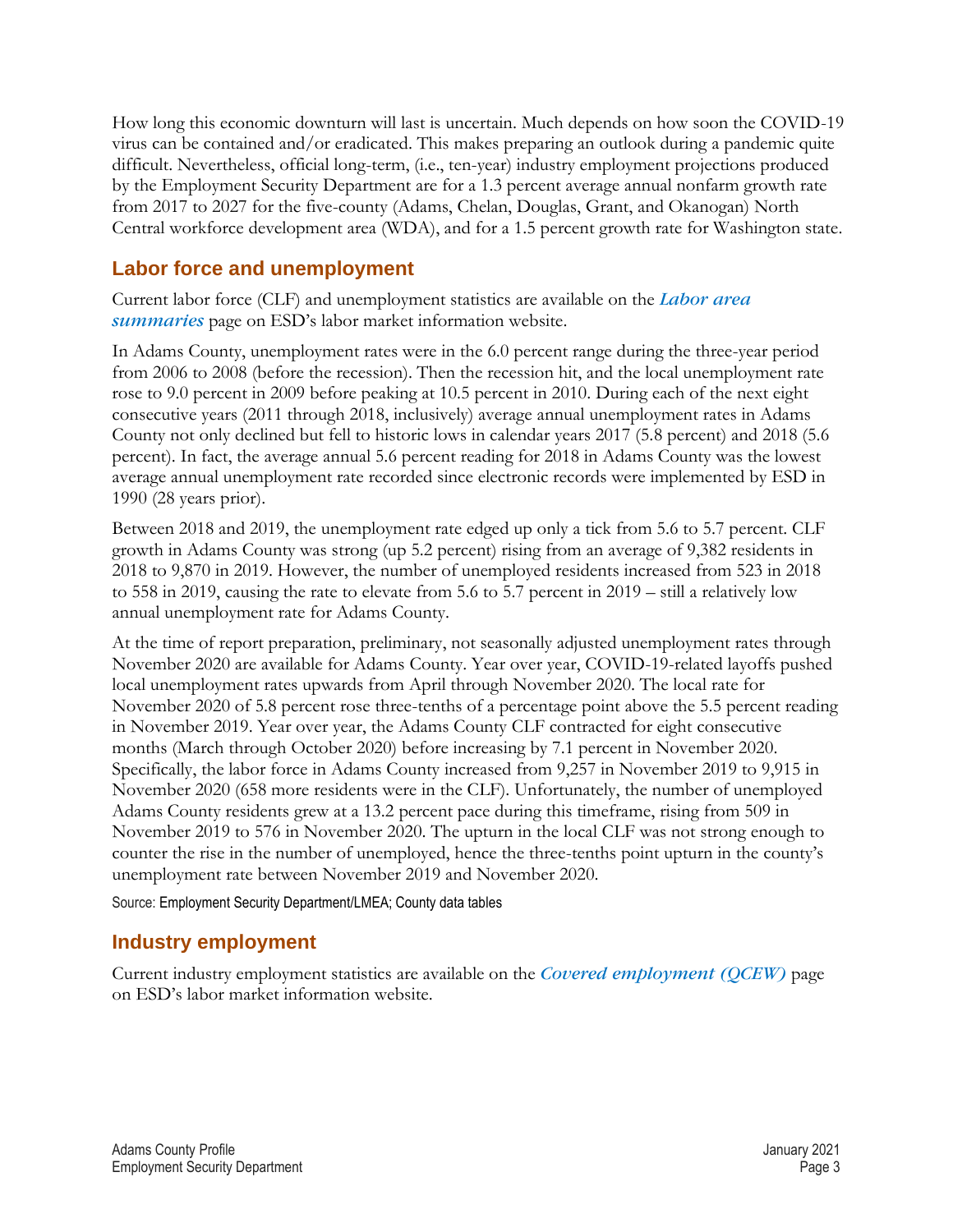How long this economic downturn will last is uncertain. Much depends on how soon the COVID-19 virus can be contained and/or eradicated. This makes preparing an outlook during a pandemic quite difficult. Nevertheless, official long-term, (i.e., ten-year) industry employment projections produced by the Employment Security Department are for a 1.3 percent average annual nonfarm growth rate from 2017 to 2027 for the five-county (Adams, Chelan, Douglas, Grant, and Okanogan) North Central workforce development area (WDA), and for a 1.5 percent growth rate for Washington state.

## Labor force and unemployment

Current labor force (CLF) and unemployment statistics are available on the ***Labor area summaries*** page on ESD's labor market information website.

In Adams County, unemployment rates were in the 6.0 percent range during the three-year period from 2006 to 2008 (before the recession). Then the recession hit, and the local unemployment rate rose to 9.0 percent in 2009 before peaking at 10.5 percent in 2010. During each of the next eight consecutive years (2011 through 2018, inclusively) average annual unemployment rates in Adams County not only declined but fell to historic lows in calendar years 2017 (5.8 percent) and 2018 (5.6 percent). In fact, the average annual 5.6 percent reading for 2018 in Adams County was the lowest average annual unemployment rate recorded since electronic records were implemented by ESD in 1990 (28 years prior).

Between 2018 and 2019, the unemployment rate edged up only a tick from 5.6 to 5.7 percent. CLF growth in Adams County was strong (up 5.2 percent) rising from an average of 9,382 residents in 2018 to 9,870 in 2019. However, the number of unemployed residents increased from 523 in 2018 to 558 in 2019, causing the rate to elevate from 5.6 to 5.7 percent in 2019 – still a relatively low annual unemployment rate for Adams County.

At the time of report preparation, preliminary, not seasonally adjusted unemployment rates through November 2020 are available for Adams County. Year over year, COVID-19-related layoffs pushed local unemployment rates upwards from April through November 2020. The local rate for November 2020 of 5.8 percent rose three-tenths of a percentage point above the 5.5 percent reading in November 2019. Year over year, the Adams County CLF contracted for eight consecutive months (March through October 2020) before increasing by 7.1 percent in November 2020. Specifically, the labor force in Adams County increased from 9,257 in November 2019 to 9,915 in November 2020 (658 more residents were in the CLF). Unfortunately, the number of unemployed Adams County residents grew at a 13.2 percent pace during this timeframe, rising from 509 in November 2019 to 576 in November 2020. The upturn in the local CLF was not strong enough to counter the rise in the number of unemployed, hence the three-tenths point upturn in the county's unemployment rate between November 2019 and November 2020.

Source: Employment Security Department/LMEA; County data tables

## Industry employment

Current industry employment statistics are available on the ***Covered employment (QCEW)*** page on ESD's labor market information website.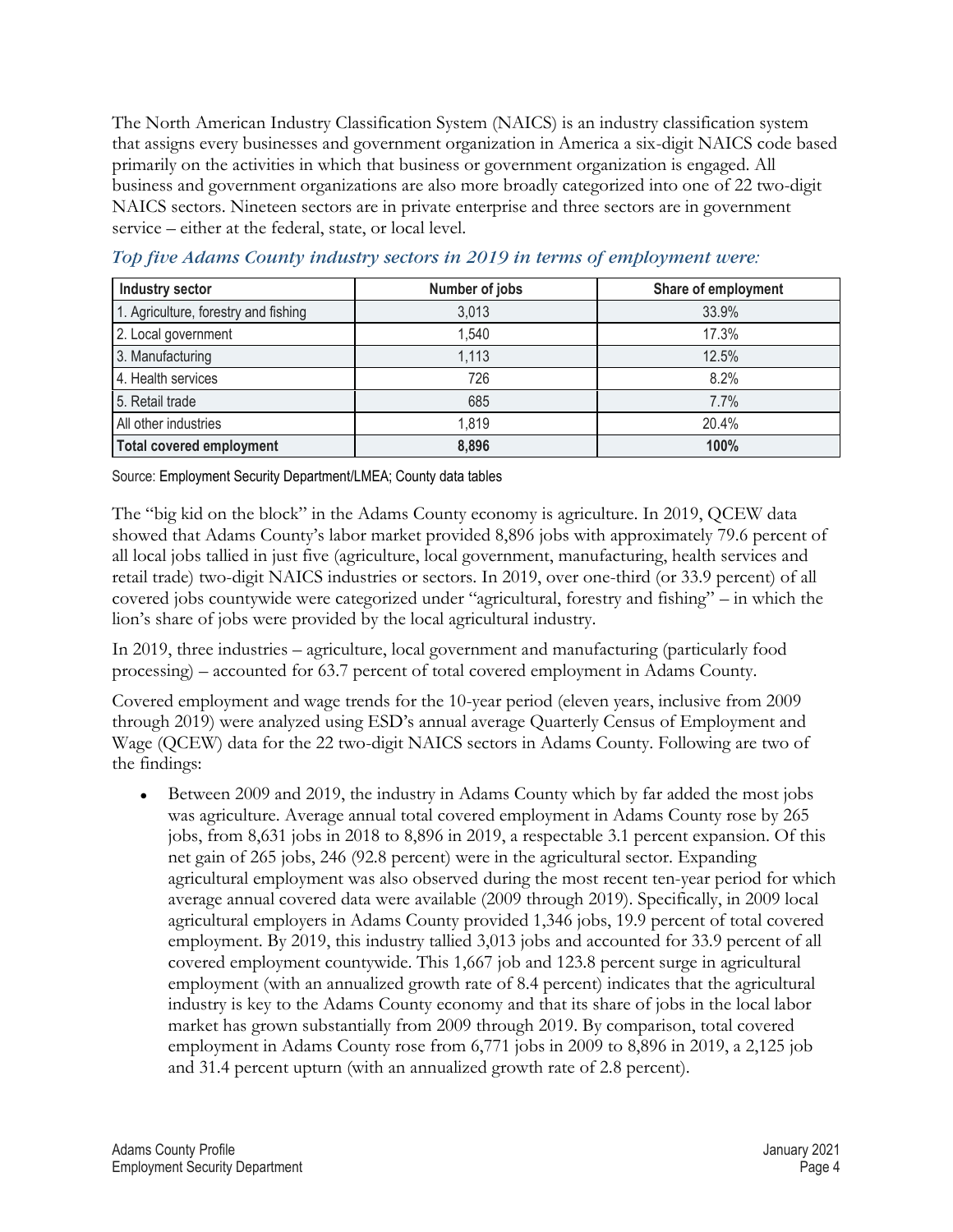The North American Industry Classification System (NAICS) is an industry classification system that assigns every businesses and government organization in America a six-digit NAICS code based primarily on the activities in which that business or government organization is engaged. All business and government organizations are also more broadly categorized into one of 22 two-digit NAICS sectors. Nineteen sectors are in private enterprise and three sectors are in government service – either at the federal, state, or local level.

*Top five Adams County industry sectors in 2019 in terms of employment were:*

| Industry sector | Number of jobs | Share of employment |
|---|---|---|
| 1. Agriculture, forestry and fishing | 3,013 | 33.9% |
| 2. Local government | 1,540 | 17.3% |
| 3. Manufacturing | 1,113 | 12.5% |
| 4. Health services | 726 | 8.2% |
| 5. Retail trade | 685 | 7.7% |
| All other industries | 1,819 | 20.4% |
| **Total covered employment** | **8,896** | **100%** |

Source: Employment Security Department/LMEA; County data tables

The "big kid on the block" in the Adams County economy is agriculture. In 2019, QCEW data showed that Adams County's labor market provided 8,896 jobs with approximately 79.6 percent of all local jobs tallied in just five (agriculture, local government, manufacturing, health services and retail trade) two-digit NAICS industries or sectors. In 2019, over one-third (or 33.9 percent) of all covered jobs countywide were categorized under "agricultural, forestry and fishing" – in which the lion's share of jobs were provided by the local agricultural industry.

In 2019, three industries – agriculture, local government and manufacturing (particularly food processing) – accounted for 63.7 percent of total covered employment in Adams County.

Covered employment and wage trends for the 10-year period (eleven years, inclusive from 2009 through 2019) were analyzed using ESD's annual average Quarterly Census of Employment and Wage (QCEW) data for the 22 two-digit NAICS sectors in Adams County. Following are two of the findings:

- Between 2009 and 2019, the industry in Adams County which by far added the most jobs was agriculture. Average annual total covered employment in Adams County rose by 265 jobs, from 8,631 jobs in 2018 to 8,896 in 2019, a respectable 3.1 percent expansion. Of this net gain of 265 jobs, 246 (92.8 percent) were in the agricultural sector. Expanding agricultural employment was also observed during the most recent ten-year period for which average annual covered data were available (2009 through 2019). Specifically, in 2009 local agricultural employers in Adams County provided 1,346 jobs, 19.9 percent of total covered employment. By 2019, this industry tallied 3,013 jobs and accounted for 33.9 percent of all covered employment countywide. This 1,667 job and 123.8 percent surge in agricultural employment (with an annualized growth rate of 8.4 percent) indicates that the agricultural industry is key to the Adams County economy and that its share of jobs in the local labor market has grown substantially from 2009 through 2019. By comparison, total covered employment in Adams County rose from 6,771 jobs in 2009 to 8,896 in 2019, a 2,125 job and 31.4 percent upturn (with an annualized growth rate of 2.8 percent).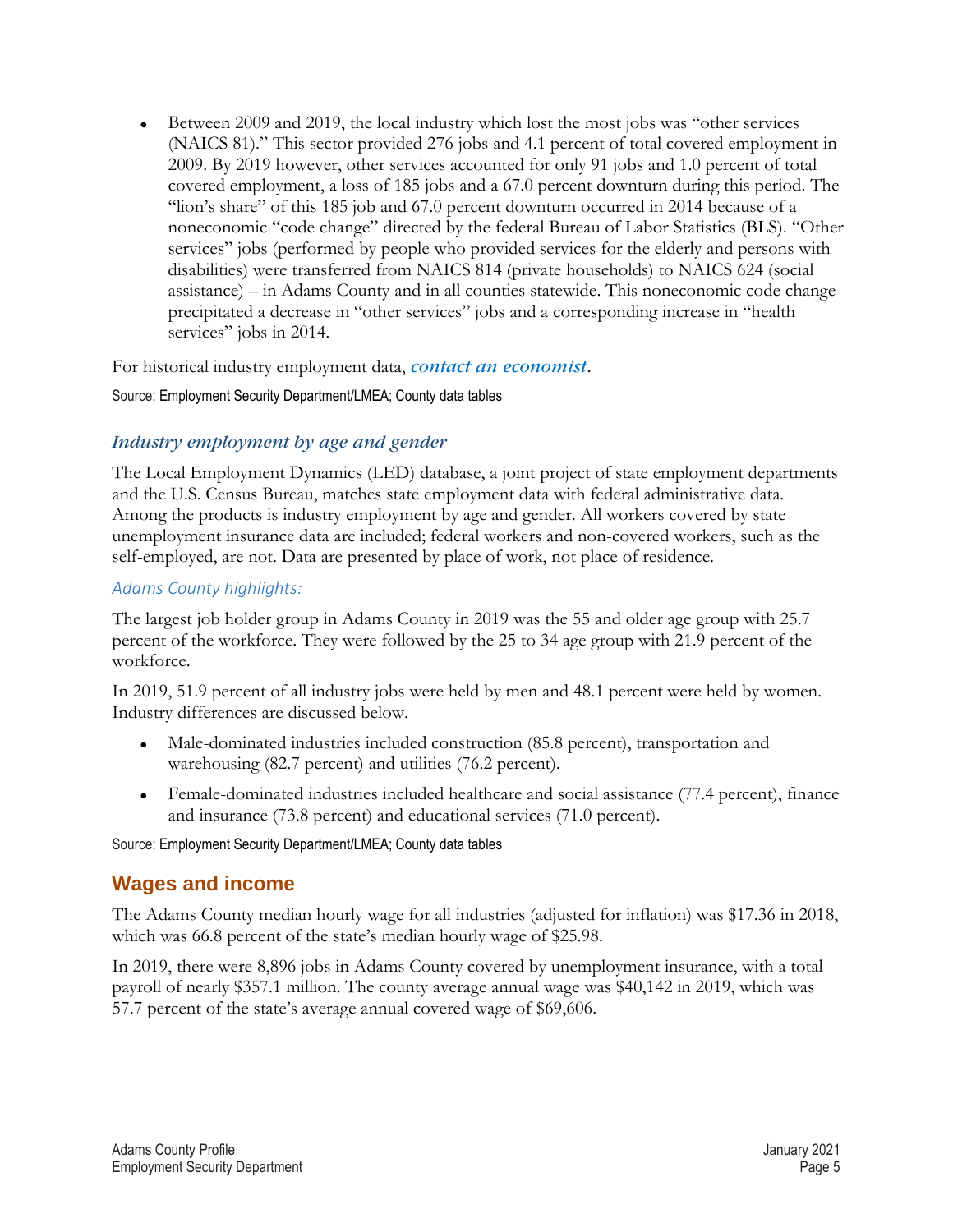- Between 2009 and 2019, the local industry which lost the most jobs was "other services (NAICS 81)." This sector provided 276 jobs and 4.1 percent of total covered employment in 2009. By 2019 however, other services accounted for only 91 jobs and 1.0 percent of total covered employment, a loss of 185 jobs and a 67.0 percent downturn during this period. The "lion's share" of this 185 job and 67.0 percent downturn occurred in 2014 because of a noneconomic "code change" directed by the federal Bureau of Labor Statistics (BLS). "Other services" jobs (performed by people who provided services for the elderly and persons with disabilities) were transferred from NAICS 814 (private households) to NAICS 624 (social assistance) – in Adams County and in all counties statewide. This noneconomic code change precipitated a decrease in "other services" jobs and a corresponding increase in "health services" jobs in 2014.

For historical industry employment data, ***contact an economist***.

Source: Employment Security Department/LMEA; County data tables

### *Industry employment by age and gender*

The Local Employment Dynamics (LED) database, a joint project of state employment departments and the U.S. Census Bureau, matches state employment data with federal administrative data. Among the products is industry employment by age and gender. All workers covered by state unemployment insurance data are included; federal workers and non-covered workers, such as the self-employed, are not. Data are presented by place of work, not place of residence.

#### *Adams County highlights:*

The largest job holder group in Adams County in 2019 was the 55 and older age group with 25.7 percent of the workforce. They were followed by the 25 to 34 age group with 21.9 percent of the workforce.

In 2019, 51.9 percent of all industry jobs were held by men and 48.1 percent were held by women. Industry differences are discussed below.

- Male-dominated industries included construction (85.8 percent), transportation and warehousing (82.7 percent) and utilities (76.2 percent).
- Female-dominated industries included healthcare and social assistance (77.4 percent), finance and insurance (73.8 percent) and educational services (71.0 percent).

Source: Employment Security Department/LMEA; County data tables

## Wages and income

The Adams County median hourly wage for all industries (adjusted for inflation) was $17.36 in 2018, which was 66.8 percent of the state's median hourly wage of $25.98.

In 2019, there were 8,896 jobs in Adams County covered by unemployment insurance, with a total payroll of nearly $357.1 million. The county average annual wage was $40,142 in 2019, which was 57.7 percent of the state's average annual covered wage of $69,606.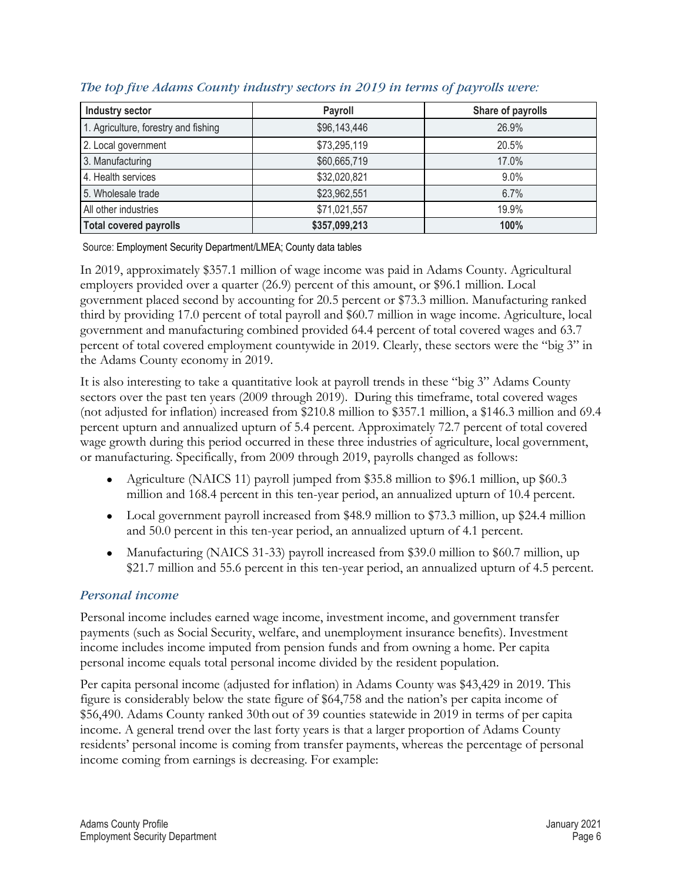### *The top five Adams County industry sectors in 2019 in terms of payrolls were:*

| Industry sector | Payroll | Share of payrolls |
|---|---|---|
| 1. Agriculture, forestry and fishing | $96,143,446 | 26.9% |
| 2. Local government | $73,295,119 | 20.5% |
| 3. Manufacturing | $60,665,719 | 17.0% |
| 4. Health services | $32,020,821 | 9.0% |
| 5. Wholesale trade | $23,962,551 | 6.7% |
| All other industries | $71,021,557 | 19.9% |
| **Total covered payrolls** | **$357,099,213** | **100%** |

Source: Employment Security Department/LMEA; County data tables

In 2019, approximately $357.1 million of wage income was paid in Adams County. Agricultural employers provided over a quarter (26.9) percent of this amount, or $96.1 million. Local government placed second by accounting for 20.5 percent or $73.3 million. Manufacturing ranked third by providing 17.0 percent of total payroll and $60.7 million in wage income. Agriculture, local government and manufacturing combined provided 64.4 percent of total covered wages and 63.7 percent of total covered employment countywide in 2019. Clearly, these sectors were the "big 3" in the Adams County economy in 2019.

It is also interesting to take a quantitative look at payroll trends in these "big 3" Adams County sectors over the past ten years (2009 through 2019). During this timeframe, total covered wages (not adjusted for inflation) increased from $210.8 million to $357.1 million, a $146.3 million and 69.4 percent upturn and annualized upturn of 5.4 percent. Approximately 72.7 percent of total covered wage growth during this period occurred in these three industries of agriculture, local government, or manufacturing. Specifically, from 2009 through 2019, payrolls changed as follows:

- Agriculture (NAICS 11) payroll jumped from $35.8 million to $96.1 million, up $60.3 million and 168.4 percent in this ten-year period, an annualized upturn of 10.4 percent.
- Local government payroll increased from $48.9 million to $73.3 million, up $24.4 million and 50.0 percent in this ten-year period, an annualized upturn of 4.1 percent.
- Manufacturing (NAICS 31-33) payroll increased from $39.0 million to $60.7 million, up $21.7 million and 55.6 percent in this ten-year period, an annualized upturn of 4.5 percent.

## *Personal income*

Personal income includes earned wage income, investment income, and government transfer payments (such as Social Security, welfare, and unemployment insurance benefits). Investment income includes income imputed from pension funds and from owning a home. Per capita personal income equals total personal income divided by the resident population.

Per capita personal income (adjusted for inflation) in Adams County was $43,429 in 2019. This figure is considerably below the state figure of $64,758 and the nation's per capita income of $56,490. Adams County ranked 30th out of 39 counties statewide in 2019 in terms of per capita income. A general trend over the last forty years is that a larger proportion of Adams County residents' personal income is coming from transfer payments, whereas the percentage of personal income coming from earnings is decreasing. For example: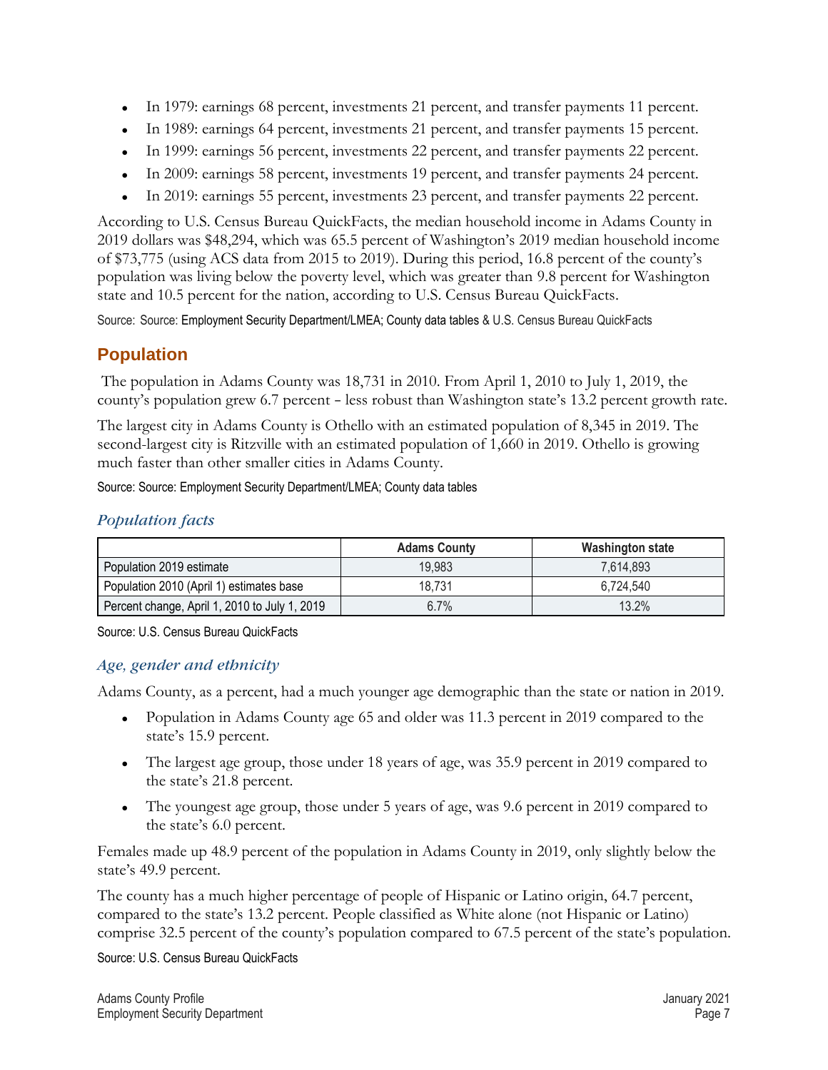- In 1979: earnings 68 percent, investments 21 percent, and transfer payments 11 percent.
- In 1989: earnings 64 percent, investments 21 percent, and transfer payments 15 percent.
- In 1999: earnings 56 percent, investments 22 percent, and transfer payments 22 percent.
- In 2009: earnings 58 percent, investments 19 percent, and transfer payments 24 percent.
- In 2019: earnings 55 percent, investments 23 percent, and transfer payments 22 percent.

According to U.S. Census Bureau QuickFacts, the median household income in Adams County in 2019 dollars was $48,294, which was 65.5 percent of Washington's 2019 median household income of $73,775 (using ACS data from 2015 to 2019). During this period, 16.8 percent of the county's population was living below the poverty level, which was greater than 9.8 percent for Washington state and 10.5 percent for the nation, according to U.S. Census Bureau QuickFacts.

Source: Source: Employment Security Department/LMEA; County data tables & U.S. Census Bureau QuickFacts

## Population

The population in Adams County was 18,731 in 2010. From April 1, 2010 to July 1, 2019, the county's population grew 6.7 percent – less robust than Washington state's 13.2 percent growth rate.

The largest city in Adams County is Othello with an estimated population of 8,345 in 2019. The second-largest city is Ritzville with an estimated population of 1,660 in 2019. Othello is growing much faster than other smaller cities in Adams County.

Source: Source: Employment Security Department/LMEA; County data tables

### *Population facts*

| | Adams County | Washington state |
|---|---|---|
| Population 2019 estimate | 19,983 | 7,614,893 |
| Population 2010 (April 1) estimates base | 18,731 | 6,724,540 |
| Percent change, April 1, 2010 to July 1, 2019 | 6.7% | 13.2% |

Source: U.S. Census Bureau QuickFacts

### *Age, gender and ethnicity*

Adams County, as a percent, had a much younger age demographic than the state or nation in 2019.

- Population in Adams County age 65 and older was 11.3 percent in 2019 compared to the state's 15.9 percent.
- The largest age group, those under 18 years of age, was 35.9 percent in 2019 compared to the state's 21.8 percent.
- The youngest age group, those under 5 years of age, was 9.6 percent in 2019 compared to the state's 6.0 percent.

Females made up 48.9 percent of the population in Adams County in 2019, only slightly below the state's 49.9 percent.

The county has a much higher percentage of people of Hispanic or Latino origin, 64.7 percent, compared to the state's 13.2 percent. People classified as White alone (not Hispanic or Latino) comprise 32.5 percent of the county's population compared to 67.5 percent of the state's population.

Source: U.S. Census Bureau QuickFacts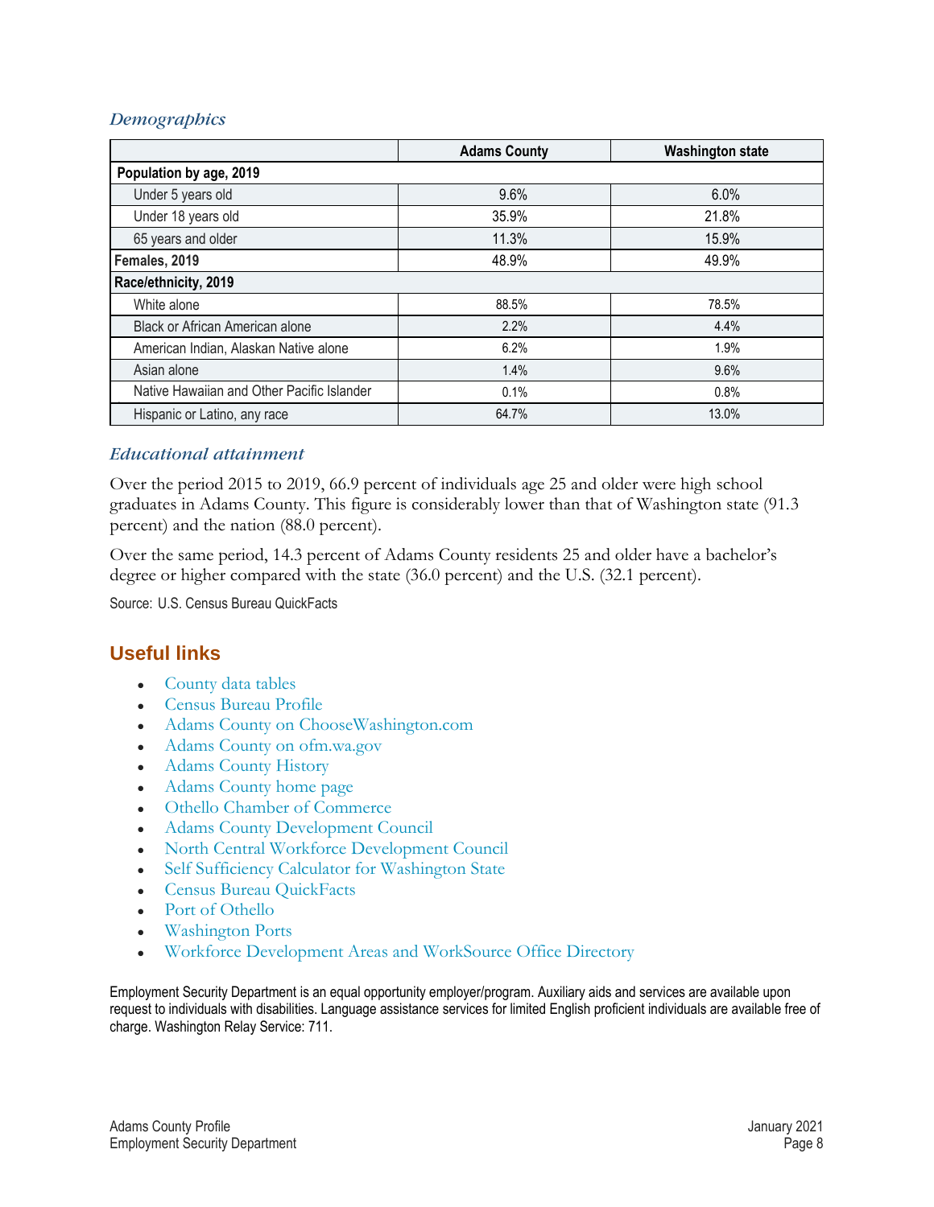### *Demographics*

| | Adams County | Washington state |
|---|---|---|
| **Population by age, 2019** | | |
| Under 5 years old | 9.6% | 6.0% |
| Under 18 years old | 35.9% | 21.8% |
| 65 years and older | 11.3% | 15.9% |
| **Females, 2019** | 48.9% | 49.9% |
| **Race/ethnicity, 2019** | | |
| White alone | 88.5% | 78.5% |
| Black or African American alone | 2.2% | 4.4% |
| American Indian, Alaskan Native alone | 6.2% | 1.9% |
| Asian alone | 1.4% | 9.6% |
| Native Hawaiian and Other Pacific Islander | 0.1% | 0.8% |
| Hispanic or Latino, any race | 64.7% | 13.0% |

### *Educational attainment*

Over the period 2015 to 2019, 66.9 percent of individuals age 25 and older were high school graduates in Adams County. This figure is considerably lower than that of Washington state (91.3 percent) and the nation (88.0 percent).

Over the same period, 14.3 percent of Adams County residents 25 and older have a bachelor's degree or higher compared with the state (36.0 percent) and the U.S. (32.1 percent).

Source: U.S. Census Bureau QuickFacts

## Useful links

- County data tables
- Census Bureau Profile
- Adams County on ChooseWashington.com
- Adams County on ofm.wa.gov
- Adams County History
- Adams County home page
- Othello Chamber of Commerce
- Adams County Development Council
- North Central Workforce Development Council
- Self Sufficiency Calculator for Washington State
- Census Bureau QuickFacts
- Port of Othello
- Washington Ports
- Workforce Development Areas and WorkSource Office Directory

Employment Security Department is an equal opportunity employer/program. Auxiliary aids and services are available upon request to individuals with disabilities. Language assistance services for limited English proficient individuals are available free of charge. Washington Relay Service: 711.